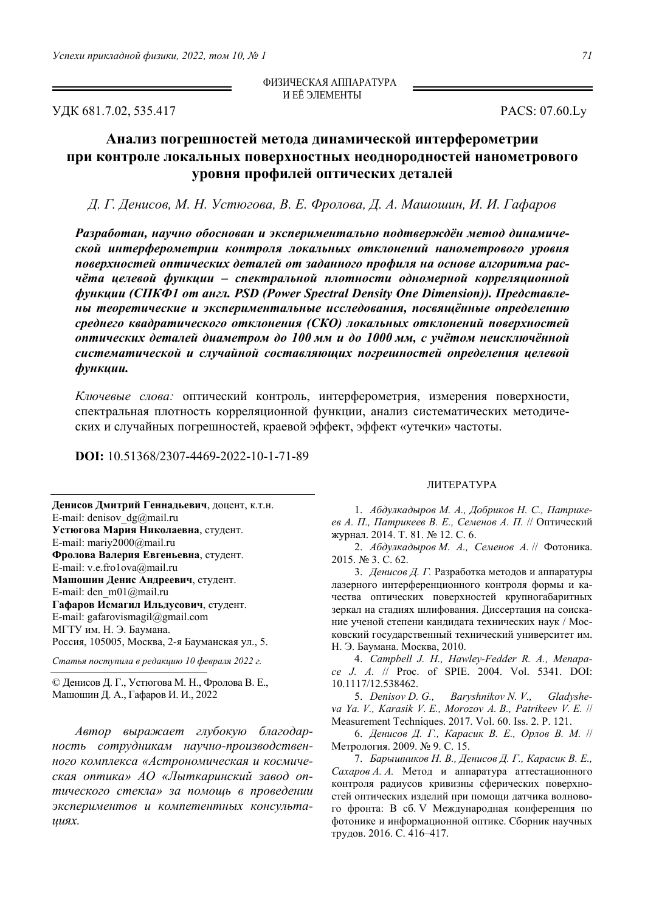ФИЗИЧЕСКАЯ АППАРАТУРА И ЕЁ ЭЛЕМЕНТЫ

УДК 681.7.02, 535.417 PACS: 07.60.Ly

# Анализ погрешностей метода динамической интерферометрии при контроле локальных поверхностных неоднородностей нанометрового уровня профилей оптических деталей

*Д. Г. Денисов, М. Н. Устюгова, В. Е. Фролова, Д. А. Машошин, И. И. Гафаров*

***Разработан, научно обоснован и экспериментально подтверждён метод динамической интерферометрии контроля локальных отклонений нанометрового уровня поверхностей оптических деталей от заданного профиля на основе алгоритма расчёта целевой функции – спектральной плотности одномерной корреляционной функции (СПКФ1 от англ. PSD (Power Spectral Density One Dimension)). Представлены теоретические и экспериментальные исследования, посвящённые определению среднего квадратического отклонения (СКО) локальных отклонений поверхностей оптических деталей диаметром до 100 мм и до 1000 мм, с учётом неисключённой систематической и случайной составляющих погрешностей определения целевой функции.***

*Ключевые слова:* оптический контроль, интерферометрия, измерения поверхности, спектральная плотность корреляционной функции, анализ систематических методических и случайных погрешностей, краевой эффект, эффект «утечки» частоты.

**DOI:** 10.51368/2307-4469-2022-10-1-71-89

**Денисов Дмитрий Геннадьевич**, доцент, к.т.н.
E-mail: denisov_dg@mail.ru
**Устюгова Мария Николаевна**, студент.
E-mail: mariy2000@mail.ru
**Фролова Валерия Евгеньевна**, студент.
E-mail: v.e.fro1ova@mail.ru
**Машошин Денис Андреевич**, студент.
E-mail: den_m01@mail.ru
**Гафаров Исмагил Ильдусович**, студент.
E-mail: gafarovismagil@gmail.com
МГТУ им. Н. Э. Баумана.
Россия, 105005, Москва, 2-я Бауманская ул., 5.

*Статья поступила в редакцию 10 февраля 2022 г.*

© Денисов Д. Г., Устюгова М. Н., Фролова В. Е., Машошин Д. А., Гафаров И. И., 2022

*Автор выражает глубокую благодарность сотрудникам научно-производственного комплекса «Астрономическая и космическая оптика» АО «Лыткаринский завод оптического стекла» за помощь в проведении экспериментов и компетентных консультациях.*

ЛИТЕРАТУРА

1. *Абдулкадыров М. А., Добриков Н. С., Патрикеев А. П., Патрикеев В. Е., Семенов А. П.* // Оптический журнал. 2014. Т. 81. № 12. С. 6.
2. *Абдулкадыров М. А., Семенов А.* // Фотоника. 2015. № 3. С. 62.
3. *Денисов Д. Г.* Разработка методов и аппаратуры лазерного интерференционного контроля формы и качества оптических поверхностей крупногабаритных зеркал на стадиях шлифования. Диссертация на соискание ученой степени кандидата технических наук / Московский государственный технический университет им. Н. Э. Баумана. Москва, 2010.
4. *Campbell J. H., Hawley-Fedder R. A., Menapace J. A.* // Proc. of SPIE. 2004. Vol. 5341. DOI: 10.1117/12.538462.
5. *Denisov D. G., Baryshnikov N. V., Gladysheva Ya. V., Karasik V. E., Morozov A. B., Patrikeev V. E.* // Measurement Techniques. 2017. Vol. 60. Iss. 2. P. 121.
6. *Денисов Д. Г., Карасик В. Е., Орлов В. М.* // Метрология. 2009. № 9. С. 15.
7. *Барышников Н. В., Денисов Д. Г., Карасик В. Е., Сахаров А. А.* Метод и аппаратура аттестационного контроля радиусов кривизны сферических поверхностей оптических изделий при помощи датчика волнового фронта: В сб. V Международная конференция по фотонике и информационной оптике. Сборник научных трудов. 2016. С. 416–417.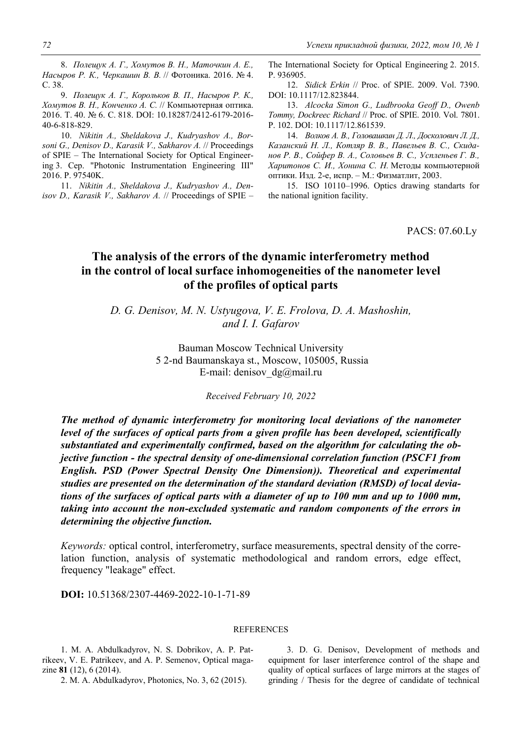8. *Полещук А. Г., Хомутов В. Н., Маточкин А. Е., Насыров Р. К., Черкашин В. В.* // Фотоника. 2016. № 4. С. 38.

9. *Полещук А. Г., Корольков В. П., Насыров Р. К., Хомутов В. Н., Конченко А. С.* // Компьютерная оптика. 2016. Т. 40. № 6. С. 818. DOI: 10.18287/2412-6179-2016-40-6-818-829.

10. *Nikitin A., Sheldakova J., Kudryashov A., Borsoni G., Denisov D., Karasik V., Sakharov A.* // Proceedings of SPIE – The International Society for Optical Engineering 3. Сер. "Photonic Instrumentation Engineering III" 2016. P. 97540K.

11. *Nikitin A., Sheldakova J., Kudryashov A., Denisov D., Karasik V., Sakharov A.* // Proceedings of SPIE – The International Society for Optical Engineering 2. 2015. P. 936905.

12. *Sidick Erkin* // Proc. of SPIE. 2009. Vol. 7390. DOI: 10.1117/12.823844.

13. *Alcocka Simon G., Ludbrooka Geoff D., Owenb Tommy, Dockreec Richard* // Proc. of SPIE. 2010. Vol. 7801. P. 102. DOI: 10.1117/12.861539.

14. *Волков А. В., Головашкин Д. Л., Досколович Л. Д., Казанский Н. Л., Котляр В. В., Павельев В. С., Скиданов Р. В., Сойфер В. А., Соловьев В. С., Успленьев Г. В., Харитонов С. И., Хонина С. Н.* Методы компьютерной оптики. Изд. 2-е, испр. – М.: Физматлит, 2003.

15. ISO 10110–1996. Optics drawing standarts for the national ignition facility.

PACS: 07.60.Ly

# The analysis of the errors of the dynamic interferometry method in the control of local surface inhomogeneities of the nanometer level of the profiles of optical parts

*D. G. Denisov, M. N. Ustyugova, V. E. Frolova, D. A. Mashoshin, and I. I. Gafarov*

Bauman Moscow Technical University
5 2-nd Baumanskaya st., Moscow, 105005, Russia
E-mail: denisov_dg@mail.ru

*Received February 10, 2022*

***The method of dynamic interferometry for monitoring local deviations of the nanometer level of the surfaces of optical parts from a given profile has been developed, scientifically substantiated and experimentally confirmed, based on the algorithm for calculating the objective function - the spectral density of one-dimensional correlation function (PSCF1 from English. PSD (Power Spectral Density One Dimension)). Theoretical and experimental studies are presented on the determination of the standard deviation (RMSD) of local deviations of the surfaces of optical parts with a diameter of up to 100 mm and up to 1000 mm, taking into account the non-excluded systematic and random components of the errors in determining the objective function.***

*Keywords:* optical control, interferometry, surface measurements, spectral density of the correlation function, analysis of systematic methodological and random errors, edge effect, frequency "leakage" effect.

**DOI:** 10.51368/2307-4469-2022-10-1-71-89

## REFERENCES

1. M. A. Abdulkadyrov, N. S. Dobrikov, A. P. Patrikeev, V. E. Patrikeev, and A. P. Semenov, Optical magazine **81** (12), 6 (2014).

2. M. A. Abdulkadyrov, Photonics, No. 3, 62 (2015).

3. D. G. Denisov, Development of methods and equipment for laser interference control of the shape and quality of optical surfaces of large mirrors at the stages of grinding / Thesis for the degree of candidate of technical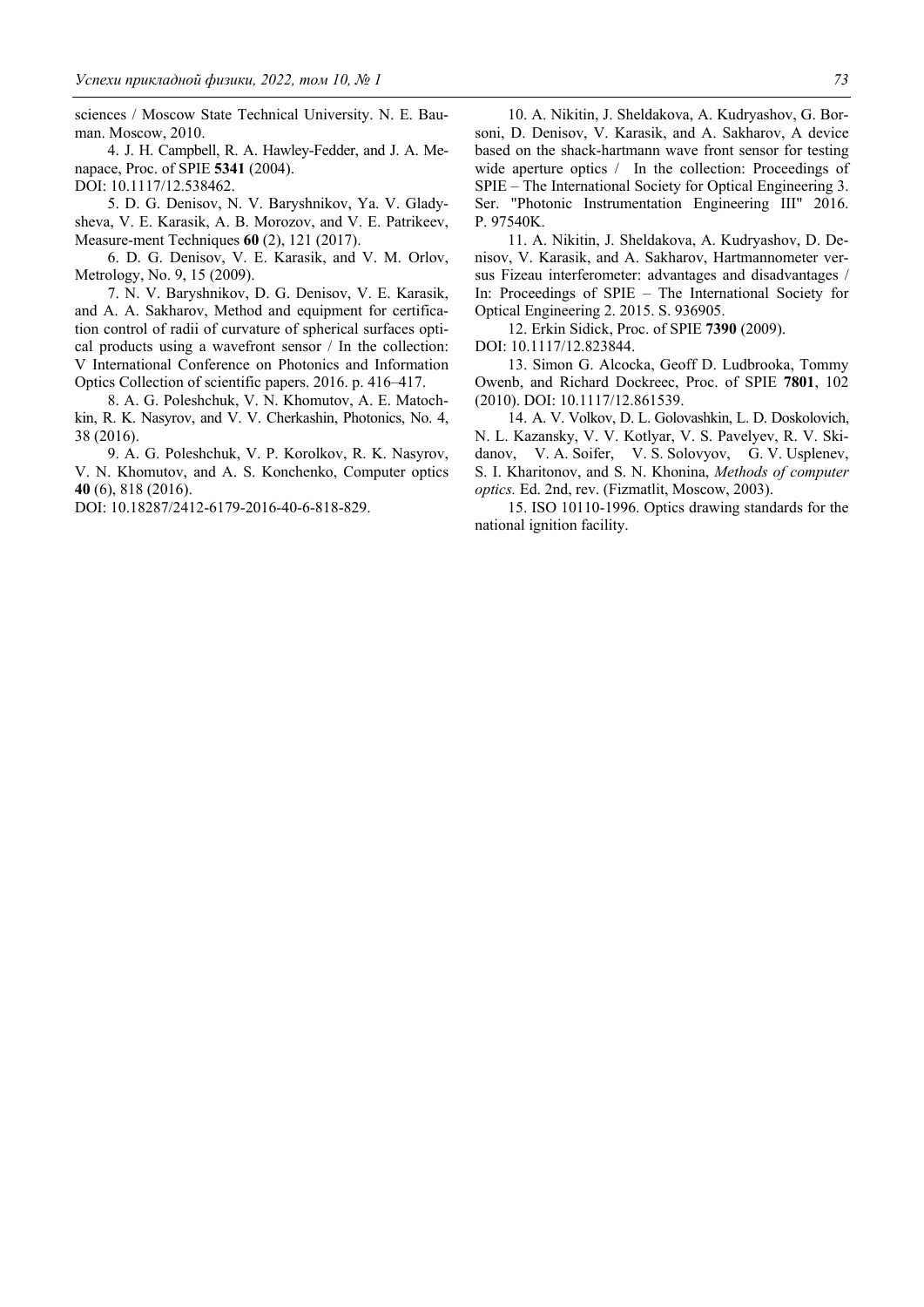sciences / Moscow State Technical University. N. E. Bauman. Moscow, 2010.

4. J. H. Campbell, R. A. Hawley-Fedder, and J. A. Menapace, Proc. of SPIE **5341** (2004).
DOI: 10.1117/12.538462.

5. D. G. Denisov, N. V. Baryshnikov, Ya. V. Gladysheva, V. E. Karasik, A. B. Morozov, and V. E. Patrikeev, Measure-ment Techniques **60** (2), 121 (2017).

6. D. G. Denisov, V. E. Karasik, and V. M. Orlov, Metrology, No. 9, 15 (2009).

7. N. V. Baryshnikov, D. G. Denisov, V. E. Karasik, and A. A. Sakharov, Method and equipment for certification control of radii of curvature of spherical surfaces optical products using a wavefront sensor / In the collection: V International Conference on Photonics and Information Optics Collection of scientific papers. 2016. p. 416–417.

8. A. G. Poleshchuk, V. N. Khomutov, A. E. Matochkin, R. K. Nasyrov, and V. V. Cherkashin, Photonics, No. 4, 38 (2016).

9. A. G. Poleshchuk, V. P. Korolkov, R. K. Nasyrov, V. N. Khomutov, and A. S. Konchenko, Computer optics **40** (6), 818 (2016).
DOI: 10.18287/2412-6179-2016-40-6-818-829.

10. A. Nikitin, J. Sheldakova, A. Kudryashov, G. Borsoni, D. Denisov, V. Karasik, and A. Sakharov, A device based on the shack-hartmann wave front sensor for testing wide aperture optics / In the collection: Proceedings of SPIE – The International Society for Optical Engineering 3. Ser. "Photonic Instrumentation Engineering III" 2016. P. 97540K.

11. A. Nikitin, J. Sheldakova, A. Kudryashov, D. Denisov, V. Karasik, and A. Sakharov, Hartmannometer versus Fizeau interferometer: advantages and disadvantages / In: Proceedings of SPIE – The International Society for Optical Engineering 2. 2015. S. 936905.

12. Erkin Sidick, Proc. of SPIE **7390** (2009).
DOI: 10.1117/12.823844.

13. Simon G. Alcocka, Geoff D. Ludbrooka, Tommy Owenb, and Richard Dockreec, Proc. of SPIE **7801**, 102 (2010). DOI: 10.1117/12.861539.

14. A. V. Volkov, D. L. Golovashkin, L. D. Doskolovich, N. L. Kazansky, V. V. Kotlyar, V. S. Pavelyev, R. V. Skidanov, V. A. Soifer, V. S. Solovyov, G. V. Usplenev, S. I. Kharitonov, and S. N. Khonina, *Methods of computer optics.* Ed. 2nd, rev. (Fizmatlit, Moscow, 2003).

15. ISO 10110-1996. Optics drawing standards for the national ignition facility.